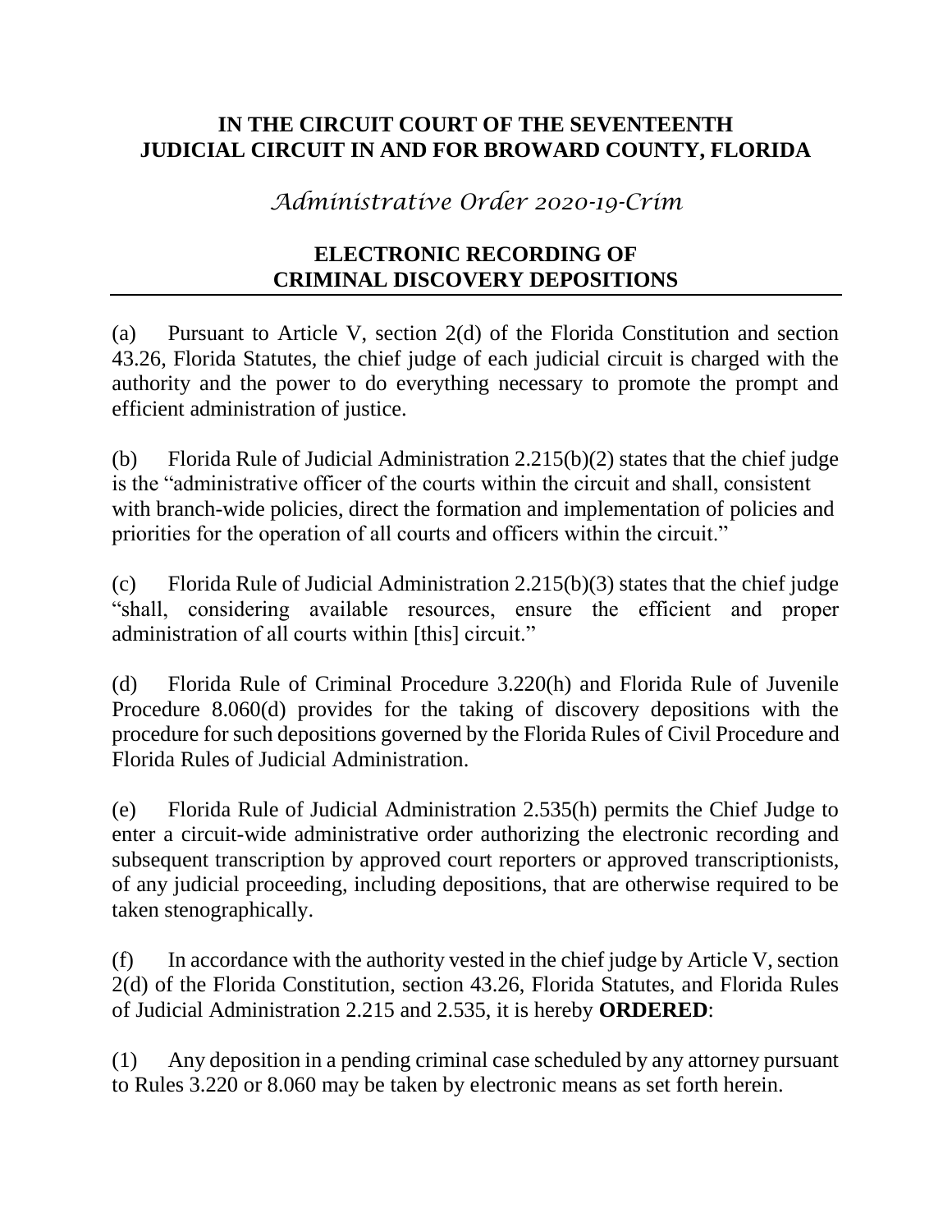**IN THE CIRCUIT COURT OF THE SEVENTEENTH JUDICIAL CIRCUIT IN AND FOR BROWARD COUNTY, FLORIDA**

*Administrative Order 2020-19-Crim*

## ELECTRONIC RECORDING OF CRIMINAL DISCOVERY DEPOSITIONS

(a) Pursuant to Article V, section 2(d) of the Florida Constitution and section 43.26, Florida Statutes, the chief judge of each judicial circuit is charged with the authority and the power to do everything necessary to promote the prompt and efficient administration of justice.

(b) Florida Rule of Judicial Administration 2.215(b)(2) states that the chief judge is the "administrative officer of the courts within the circuit and shall, consistent with branch-wide policies, direct the formation and implementation of policies and priorities for the operation of all courts and officers within the circuit."

(c) Florida Rule of Judicial Administration 2.215(b)(3) states that the chief judge "shall, considering available resources, ensure the efficient and proper administration of all courts within [this] circuit."

(d) Florida Rule of Criminal Procedure 3.220(h) and Florida Rule of Juvenile Procedure 8.060(d) provides for the taking of discovery depositions with the procedure for such depositions governed by the Florida Rules of Civil Procedure and Florida Rules of Judicial Administration.

(e) Florida Rule of Judicial Administration 2.535(h) permits the Chief Judge to enter a circuit-wide administrative order authorizing the electronic recording and subsequent transcription by approved court reporters or approved transcriptionists, of any judicial proceeding, including depositions, that are otherwise required to be taken stenographically.

(f) In accordance with the authority vested in the chief judge by Article V, section 2(d) of the Florida Constitution, section 43.26, Florida Statutes, and Florida Rules of Judicial Administration 2.215 and 2.535, it is hereby **ORDERED**:

(1) Any deposition in a pending criminal case scheduled by any attorney pursuant to Rules 3.220 or 8.060 may be taken by electronic means as set forth herein.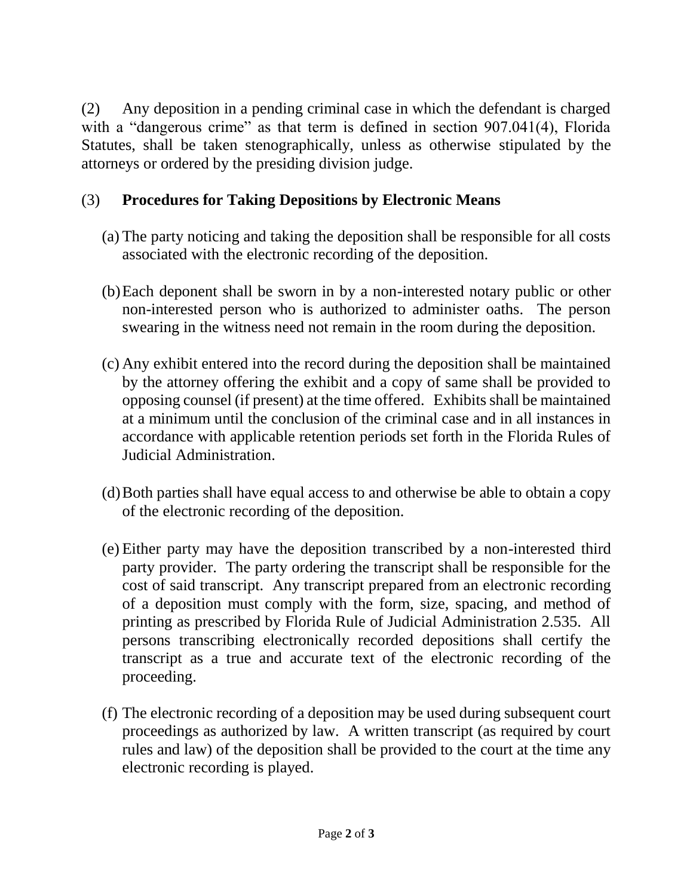(2) Any deposition in a pending criminal case in which the defendant is charged with a "dangerous crime" as that term is defined in section 907.041(4), Florida Statutes, shall be taken stenographically, unless as otherwise stipulated by the attorneys or ordered by the presiding division judge.

(3) **Procedures for Taking Depositions by Electronic Means**

(a) The party noticing and taking the deposition shall be responsible for all costs associated with the electronic recording of the deposition.

(b) Each deponent shall be sworn in by a non-interested notary public or other non-interested person who is authorized to administer oaths. The person swearing in the witness need not remain in the room during the deposition.

(c) Any exhibit entered into the record during the deposition shall be maintained by the attorney offering the exhibit and a copy of same shall be provided to opposing counsel (if present) at the time offered. Exhibits shall be maintained at a minimum until the conclusion of the criminal case and in all instances in accordance with applicable retention periods set forth in the Florida Rules of Judicial Administration.

(d) Both parties shall have equal access to and otherwise be able to obtain a copy of the electronic recording of the deposition.

(e) Either party may have the deposition transcribed by a non-interested third party provider. The party ordering the transcript shall be responsible for the cost of said transcript. Any transcript prepared from an electronic recording of a deposition must comply with the form, size, spacing, and method of printing as prescribed by Florida Rule of Judicial Administration 2.535. All persons transcribing electronically recorded depositions shall certify the transcript as a true and accurate text of the electronic recording of the proceeding.

(f) The electronic recording of a deposition may be used during subsequent court proceedings as authorized by law. A written transcript (as required by court rules and law) of the deposition shall be provided to the court at the time any electronic recording is played.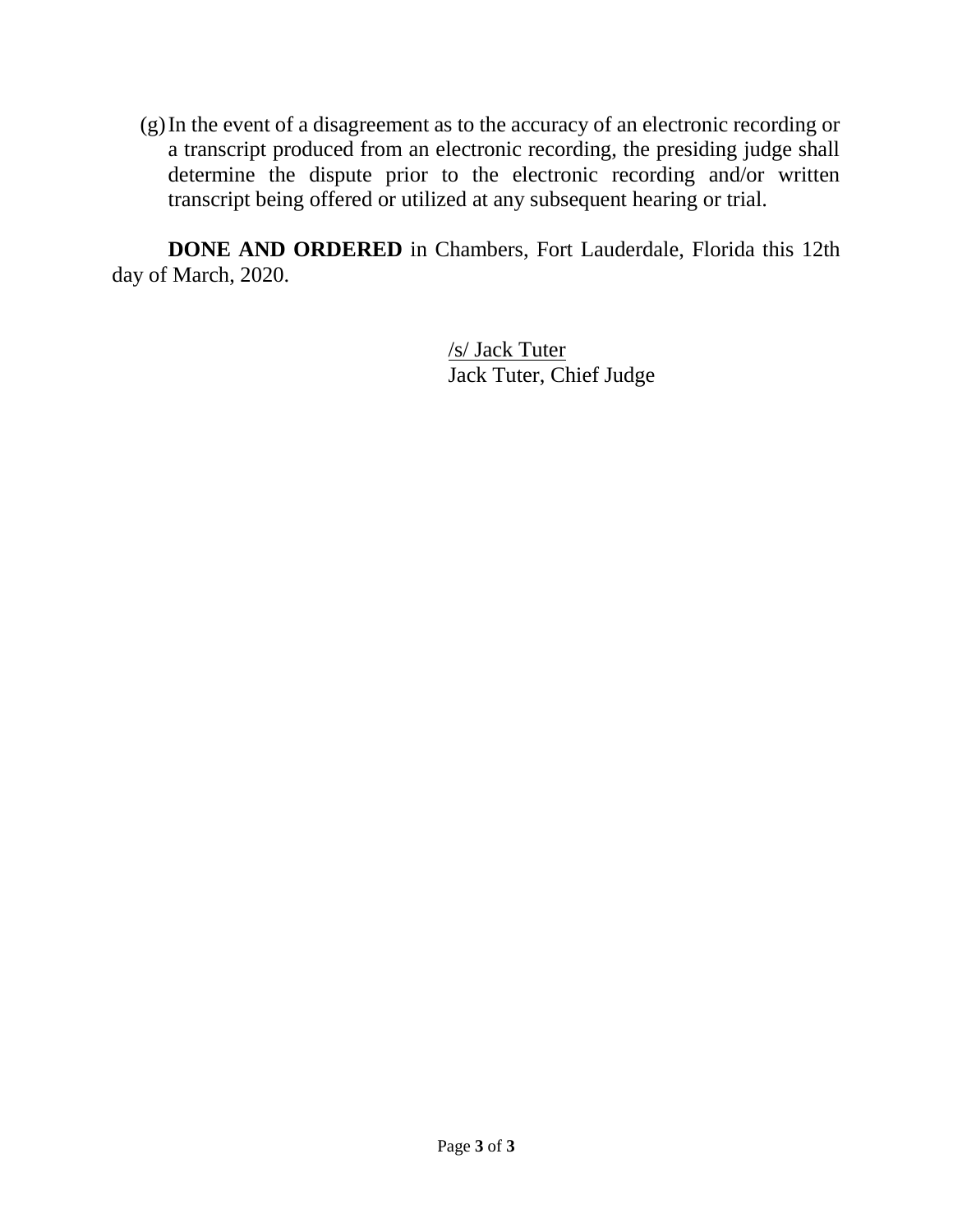(g) In the event of a disagreement as to the accuracy of an electronic recording or a transcript produced from an electronic recording, the presiding judge shall determine the dispute prior to the electronic recording and/or written transcript being offered or utilized at any subsequent hearing or trial.

**DONE AND ORDERED** in Chambers, Fort Lauderdale, Florida this 12th day of March, 2020.

/s/ Jack Tuter
Jack Tuter, Chief Judge